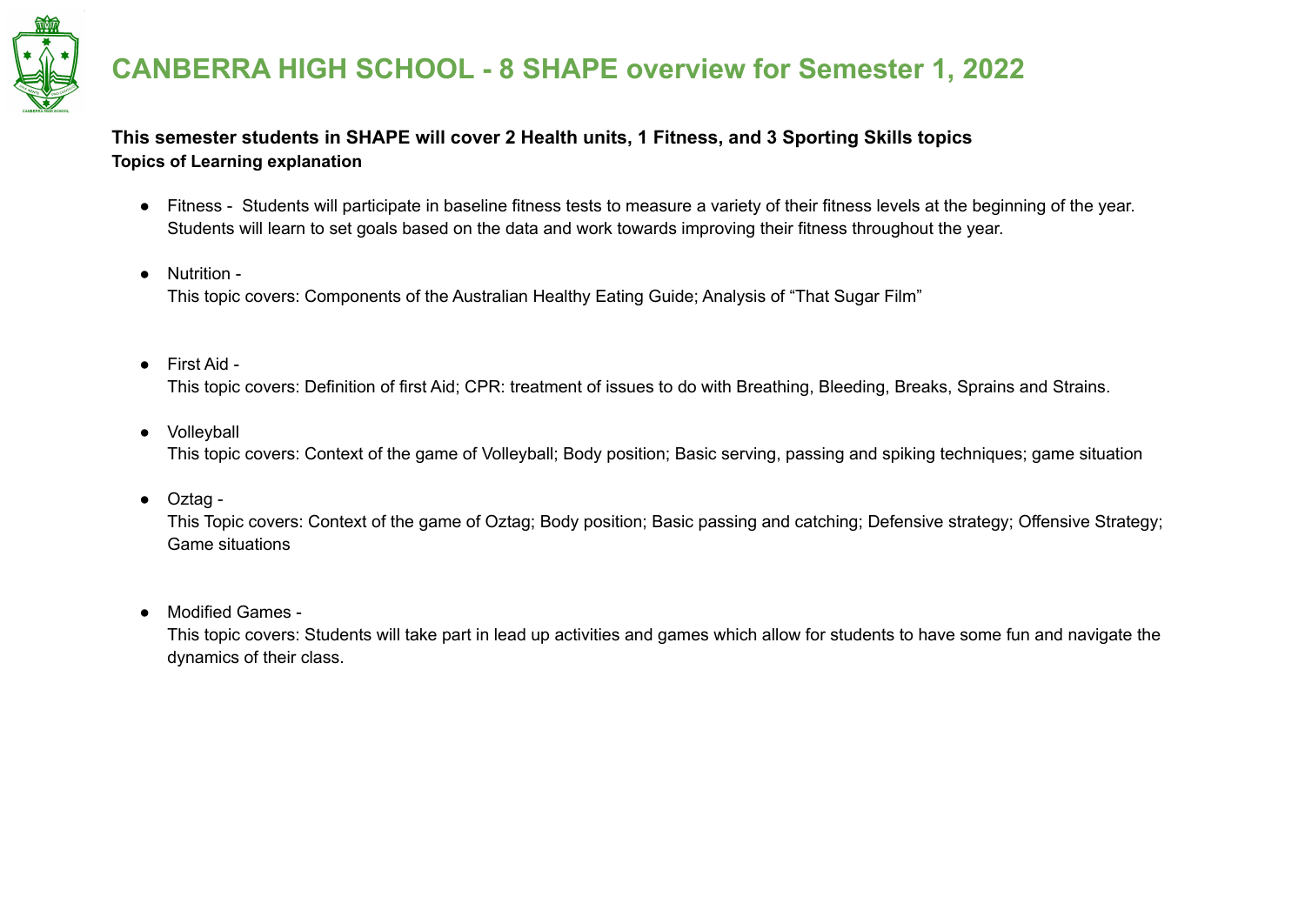# CANBERRA HIGH SCHOOL - 8 SHAPE overview for Semester 1, 2022

**This semester students in SHAPE will cover 2 Health units, 1 Fitness, and 3 Sporting Skills topics**
**Topics of Learning explanation**

- Fitness - Students will participate in baseline fitness tests to measure a variety of their fitness levels at the beginning of the year. Students will learn to set goals based on the data and work towards improving their fitness throughout the year.

- Nutrition -
  This topic covers: Components of the Australian Healthy Eating Guide; Analysis of "That Sugar Film"

- First Aid -
  This topic covers: Definition of first Aid; CPR: treatment of issues to do with Breathing, Bleeding, Breaks, Sprains and Strains.

- Volleyball
  This topic covers: Context of the game of Volleyball; Body position; Basic serving, passing and spiking techniques; game situation

- Oztag -
  This Topic covers: Context of the game of Oztag; Body position; Basic passing and catching; Defensive strategy; Offensive Strategy; Game situations

- Modified Games -
  This topic covers: Students will take part in lead up activities and games which allow for students to have some fun and navigate the dynamics of their class.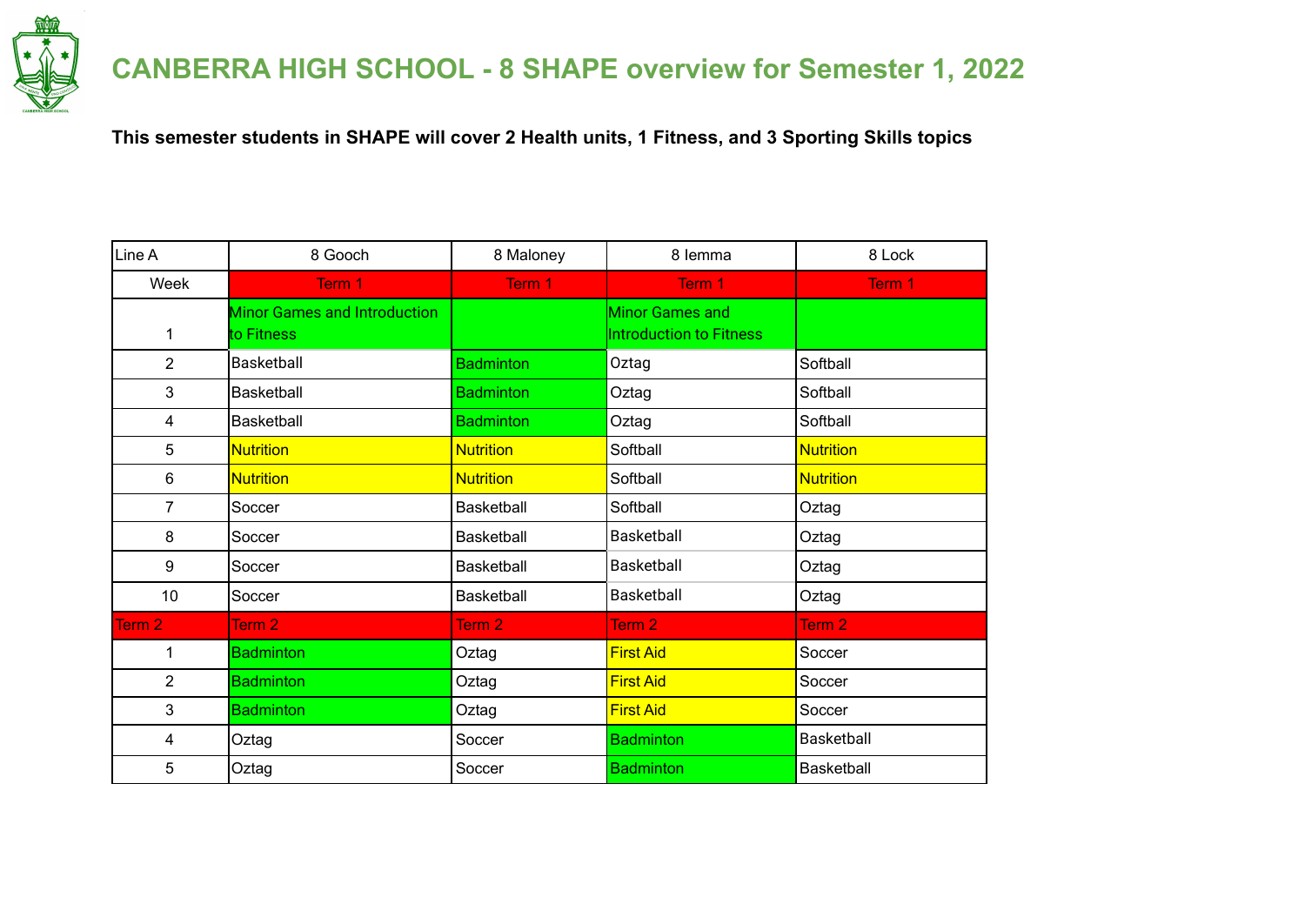# CANBERRA HIGH SCHOOL - 8 SHAPE overview for Semester 1, 2022

**This semester students in SHAPE will cover 2 Health units, 1 Fitness, and 3 Sporting Skills topics**

| Line A | 8 Gooch | 8 Maloney | 8 Iemma | 8 Lock |
|---|---|---|---|---|
| Week | Term 1 | Term 1 | Term 1 | Term 1 |
| 1 | Minor Games and Introduction to Fitness | | Minor Games and Introduction to Fitness | |
| 2 | Basketball | Badminton | Oztag | Softball |
| 3 | Basketball | Badminton | Oztag | Softball |
| 4 | Basketball | Badminton | Oztag | Softball |
| 5 | Nutrition | Nutrition | Softball | Nutrition |
| 6 | Nutrition | Nutrition | Softball | Nutrition |
| 7 | Soccer | Basketball | Softball | Oztag |
| 8 | Soccer | Basketball | Basketball | Oztag |
| 9 | Soccer | Basketball | Basketball | Oztag |
| 10 | Soccer | Basketball | Basketball | Oztag |
| Term 2 | Term 2 | Term 2 | Term 2 | Term 2 |
| 1 | Badminton | Oztag | First Aid | Soccer |
| 2 | Badminton | Oztag | First Aid | Soccer |
| 3 | Badminton | Oztag | First Aid | Soccer |
| 4 | Oztag | Soccer | Badminton | Basketball |
| 5 | Oztag | Soccer | Badminton | Basketball |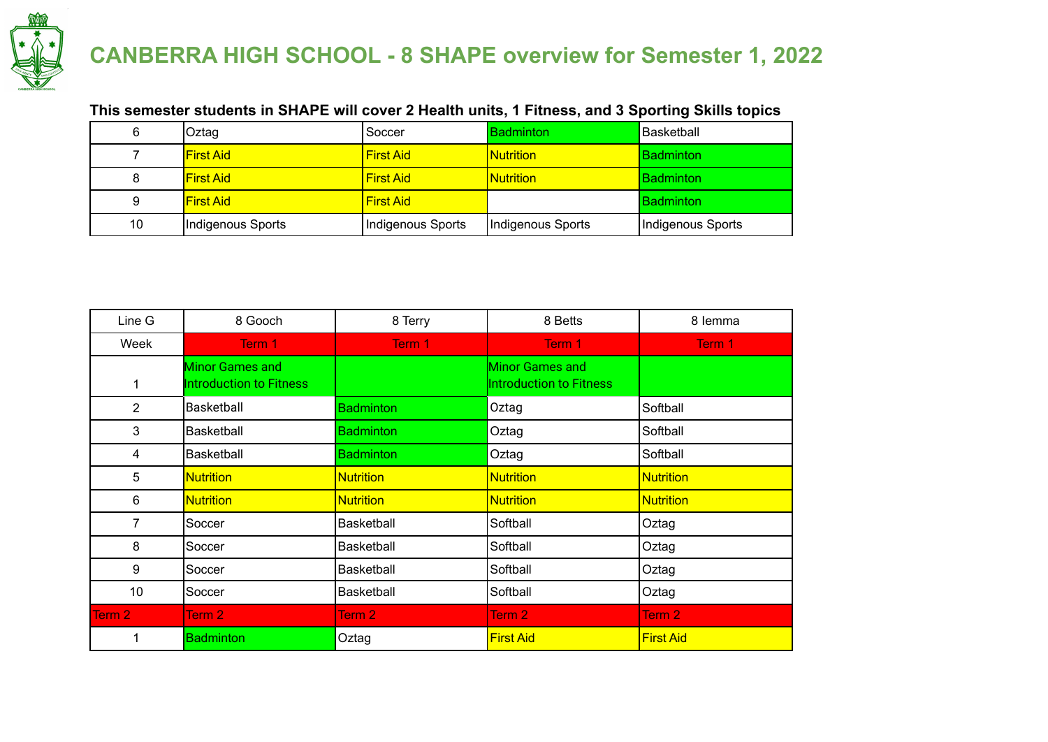# CANBERRA HIGH SCHOOL - 8 SHAPE overview for Semester 1, 2022

**This semester students in SHAPE will cover 2 Health units, 1 Fitness, and 3 Sporting Skills topics**

| | | | | |
|---|---|---|---|---|
| 6 | Oztag | Soccer | Badminton | Basketball |
| 7 | First Aid | First Aid | Nutrition | Badminton |
| 8 | First Aid | First Aid | Nutrition | Badminton |
| 9 | First Aid | First Aid | | Badminton |
| 10 | Indigenous Sports | Indigenous Sports | Indigenous Sports | Indigenous Sports |

| Line G | 8 Gooch | 8 Terry | 8 Betts | 8 Iemma |
|---|---|---|---|---|
| Week | Term 1 | Term 1 | Term 1 | Term 1 |
| 1 | Minor Games and Introduction to Fitness | | Minor Games and Introduction to Fitness | |
| 2 | Basketball | Badminton | Oztag | Softball |
| 3 | Basketball | Badminton | Oztag | Softball |
| 4 | Basketball | Badminton | Oztag | Softball |
| 5 | Nutrition | Nutrition | Nutrition | Nutrition |
| 6 | Nutrition | Nutrition | Nutrition | Nutrition |
| 7 | Soccer | Basketball | Softball | Oztag |
| 8 | Soccer | Basketball | Softball | Oztag |
| 9 | Soccer | Basketball | Softball | Oztag |
| 10 | Soccer | Basketball | Softball | Oztag |
| Term 2 | Term 2 | Term 2 | Term 2 | Term 2 |
| 1 | Badminton | Oztag | First Aid | First Aid |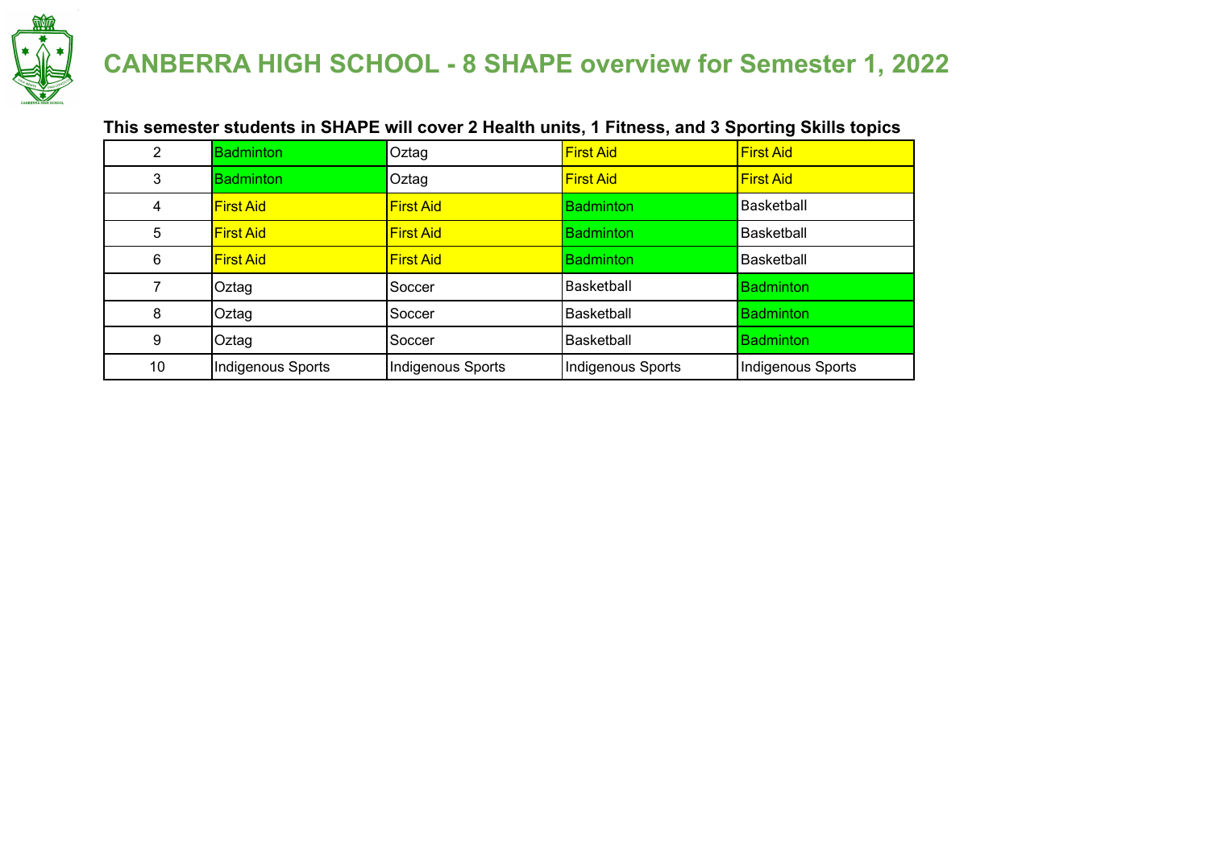# CANBERRA HIGH SCHOOL - 8 SHAPE overview for Semester 1, 2022

**This semester students in SHAPE will cover 2 Health units, 1 Fitness, and 3 Sporting Skills topics**

| | | | | |
|---|---|---|---|---|
| 2 | Badminton | Oztag | First Aid | First Aid |
| 3 | Badminton | Oztag | First Aid | First Aid |
| 4 | First Aid | First Aid | Badminton | Basketball |
| 5 | First Aid | First Aid | Badminton | Basketball |
| 6 | First Aid | First Aid | Badminton | Basketball |
| 7 | Oztag | Soccer | Basketball | Badminton |
| 8 | Oztag | Soccer | Basketball | Badminton |
| 9 | Oztag | Soccer | Basketball | Badminton |
| 10 | Indigenous Sports | Indigenous Sports | Indigenous Sports | Indigenous Sports |